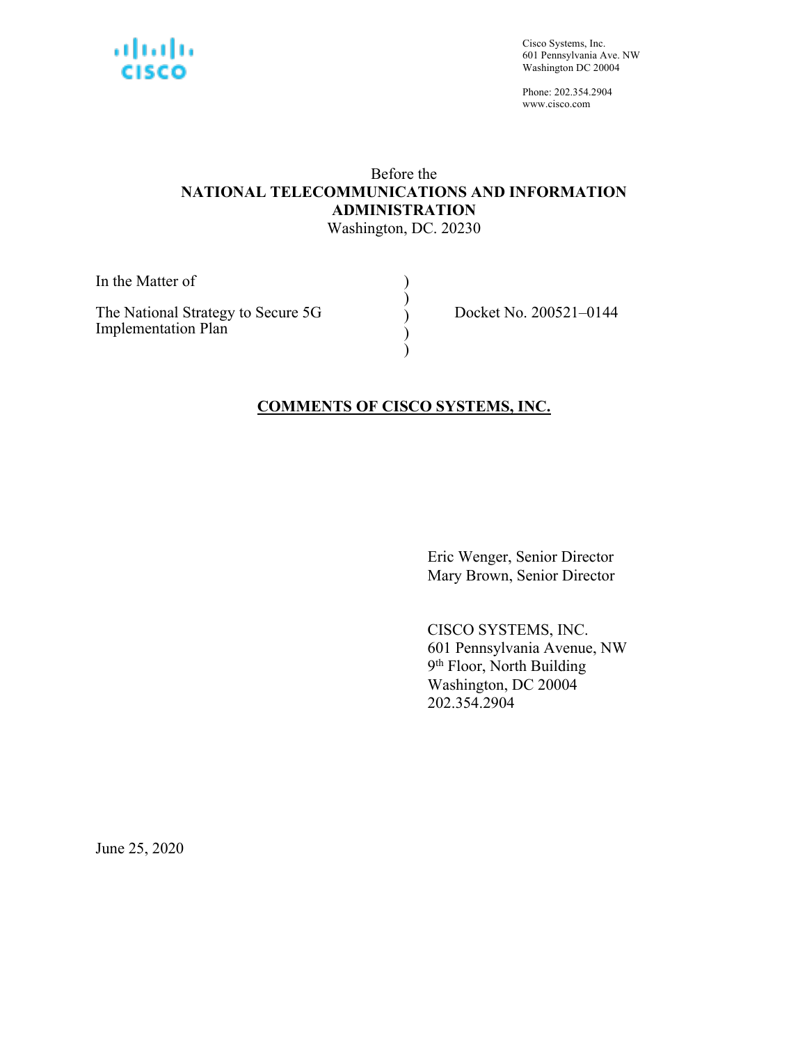Cisco Systems, Inc.
601 Pennsylvania Ave. NW
Washington DC 20004

Phone: 202.354.2904
www.cisco.com

Before the
**NATIONAL TELECOMMUNICATIONS AND INFORMATION ADMINISTRATION**
Washington, DC. 20230

| | | |
|---|---|---|
| In the Matter of | ) | |
| | ) | |
| The National Strategy to Secure 5G Implementation Plan | ) | Docket No. 200521–0144 |
| | ) | |
| | ) | |

**COMMENTS OF CISCO SYSTEMS, INC.**

Eric Wenger, Senior Director
Mary Brown, Senior Director

CISCO SYSTEMS, INC.
601 Pennsylvania Avenue, NW
9th Floor, North Building
Washington, DC 20004
202.354.2904

June 25, 2020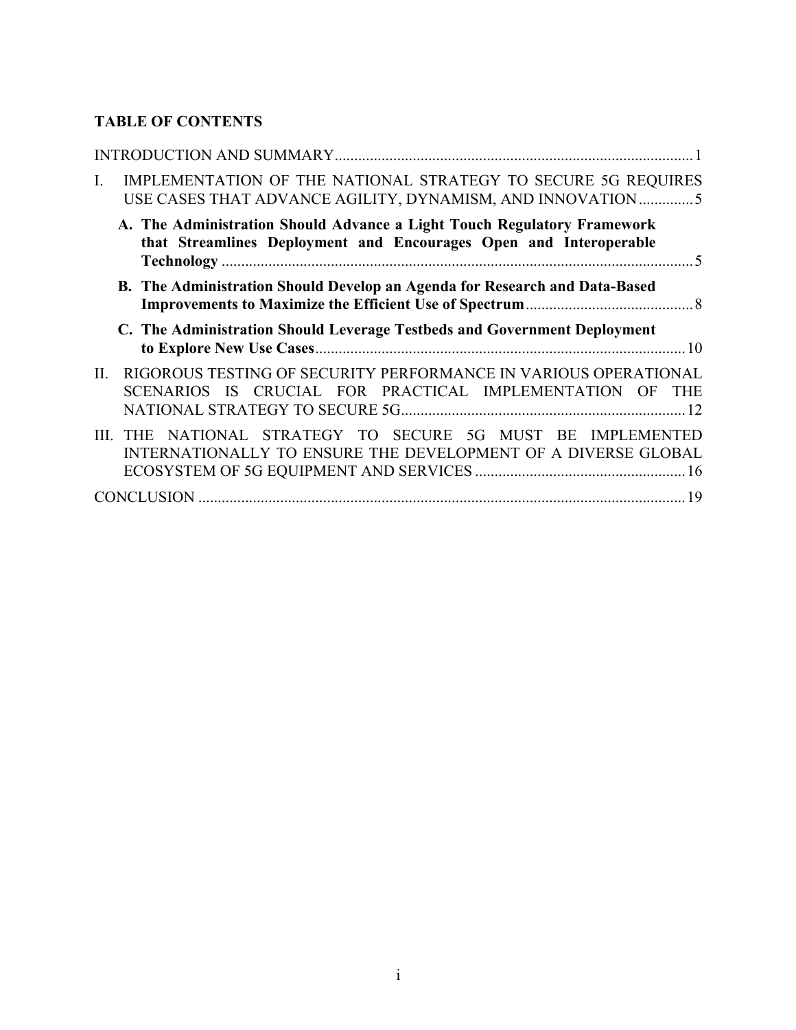**TABLE OF CONTENTS**

INTRODUCTION AND SUMMARY ........................................................................................... 1

I. IMPLEMENTATION OF THE NATIONAL STRATEGY TO SECURE 5G REQUIRES USE CASES THAT ADVANCE AGILITY, DYNAMISM, AND INNOVATION .............. 5

  **A. The Administration Should Advance a Light Touch Regulatory Framework that Streamlines Deployment and Encourages Open and Interoperable Technology** ........................................................................................................... 5

  **B. The Administration Should Develop an Agenda for Research and Data-Based Improvements to Maximize the Efficient Use of Spectrum** ........................................... 8

  **C. The Administration Should Leverage Testbeds and Government Deployment to Explore New Use Cases** ............................................................................................... 10

II. RIGOROUS TESTING OF SECURITY PERFORMANCE IN VARIOUS OPERATIONAL SCENARIOS IS CRUCIAL FOR PRACTICAL IMPLEMENTATION OF THE NATIONAL STRATEGY TO SECURE 5G ......................................................................... 12

III. THE NATIONAL STRATEGY TO SECURE 5G MUST BE IMPLEMENTED INTERNATIONALLY TO ENSURE THE DEVELOPMENT OF A DIVERSE GLOBAL ECOSYSTEM OF 5G EQUIPMENT AND SERVICES ...................................................... 16

CONCLUSION ............................................................................................................................. 19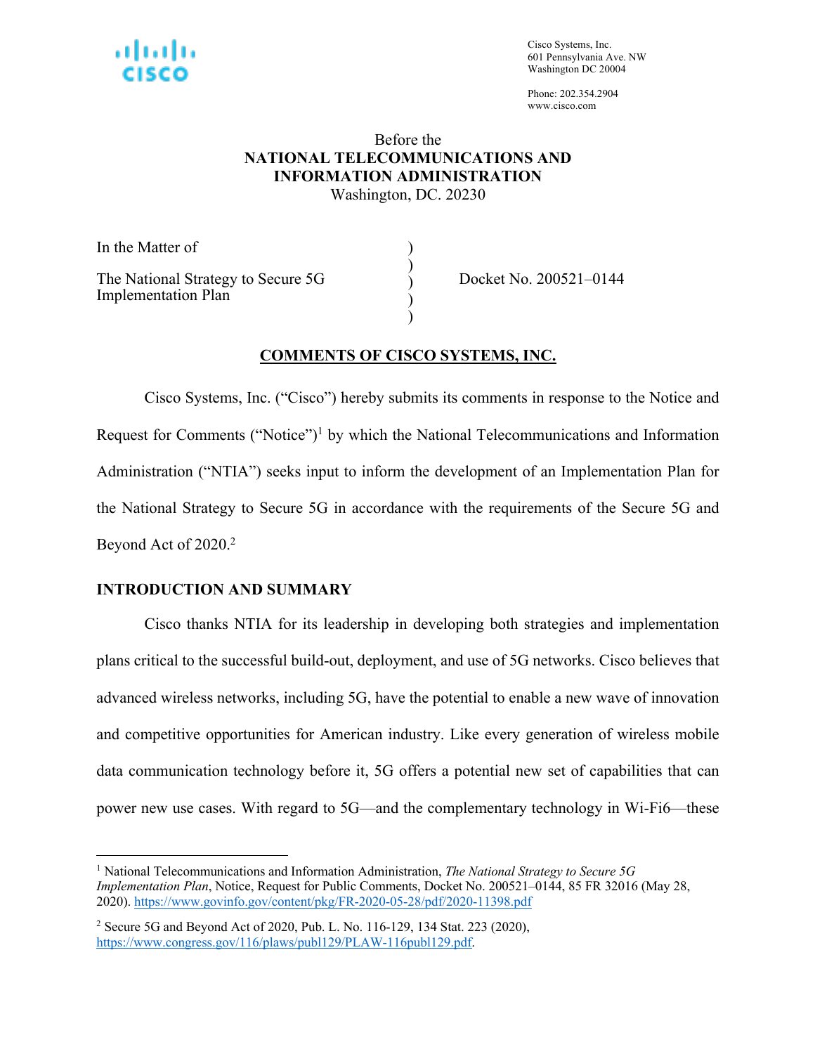Cisco Systems, Inc.
601 Pennsylvania Ave. NW
Washington DC 20004

Phone: 202.354.2904
www.cisco.com

Before the
**NATIONAL TELECOMMUNICATIONS AND INFORMATION ADMINISTRATION**
Washington, DC. 20230

| | | |
|---|---|---|
| In the Matter of | ) | |
| | ) | |
| The National Strategy to Secure 5G Implementation Plan | ) | Docket No. 200521–0144 |
| | ) | |
| | ) | |

**COMMENTS OF CISCO SYSTEMS, INC.**

Cisco Systems, Inc. ("Cisco") hereby submits its comments in response to the Notice and Request for Comments ("Notice")[1] by which the National Telecommunications and Information Administration ("NTIA") seeks input to inform the development of an Implementation Plan for the National Strategy to Secure 5G in accordance with the requirements of the Secure 5G and Beyond Act of 2020.[2]

## INTRODUCTION AND SUMMARY

Cisco thanks NTIA for its leadership in developing both strategies and implementation plans critical to the successful build-out, deployment, and use of 5G networks. Cisco believes that advanced wireless networks, including 5G, have the potential to enable a new wave of innovation and competitive opportunities for American industry. Like every generation of wireless mobile data communication technology before it, 5G offers a potential new set of capabilities that can power new use cases. With regard to 5G—and the complementary technology in Wi-Fi6—these

---

[1] National Telecommunications and Information Administration, *The National Strategy to Secure 5G Implementation Plan*, Notice, Request for Public Comments, Docket No. 200521–0144, 85 FR 32016 (May 28, 2020). https://www.govinfo.gov/content/pkg/FR-2020-05-28/pdf/2020-11398.pdf

[2] Secure 5G and Beyond Act of 2020, Pub. L. No. 116-129, 134 Stat. 223 (2020), https://www.congress.gov/116/plaws/publ129/PLAW-116publ129.pdf.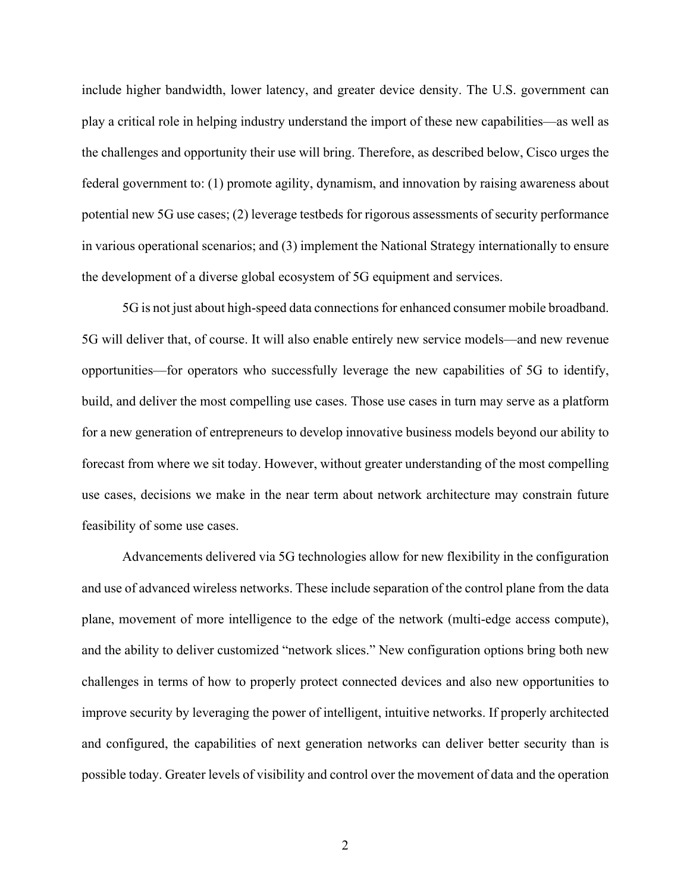include higher bandwidth, lower latency, and greater device density. The U.S. government can play a critical role in helping industry understand the import of these new capabilities—as well as the challenges and opportunity their use will bring. Therefore, as described below, Cisco urges the federal government to: (1) promote agility, dynamism, and innovation by raising awareness about potential new 5G use cases; (2) leverage testbeds for rigorous assessments of security performance in various operational scenarios; and (3) implement the National Strategy internationally to ensure the development of a diverse global ecosystem of 5G equipment and services.

5G is not just about high-speed data connections for enhanced consumer mobile broadband. 5G will deliver that, of course. It will also enable entirely new service models—and new revenue opportunities—for operators who successfully leverage the new capabilities of 5G to identify, build, and deliver the most compelling use cases. Those use cases in turn may serve as a platform for a new generation of entrepreneurs to develop innovative business models beyond our ability to forecast from where we sit today. However, without greater understanding of the most compelling use cases, decisions we make in the near term about network architecture may constrain future feasibility of some use cases.

Advancements delivered via 5G technologies allow for new flexibility in the configuration and use of advanced wireless networks. These include separation of the control plane from the data plane, movement of more intelligence to the edge of the network (multi-edge access compute), and the ability to deliver customized "network slices." New configuration options bring both new challenges in terms of how to properly protect connected devices and also new opportunities to improve security by leveraging the power of intelligent, intuitive networks. If properly architected and configured, the capabilities of next generation networks can deliver better security than is possible today. Greater levels of visibility and control over the movement of data and the operation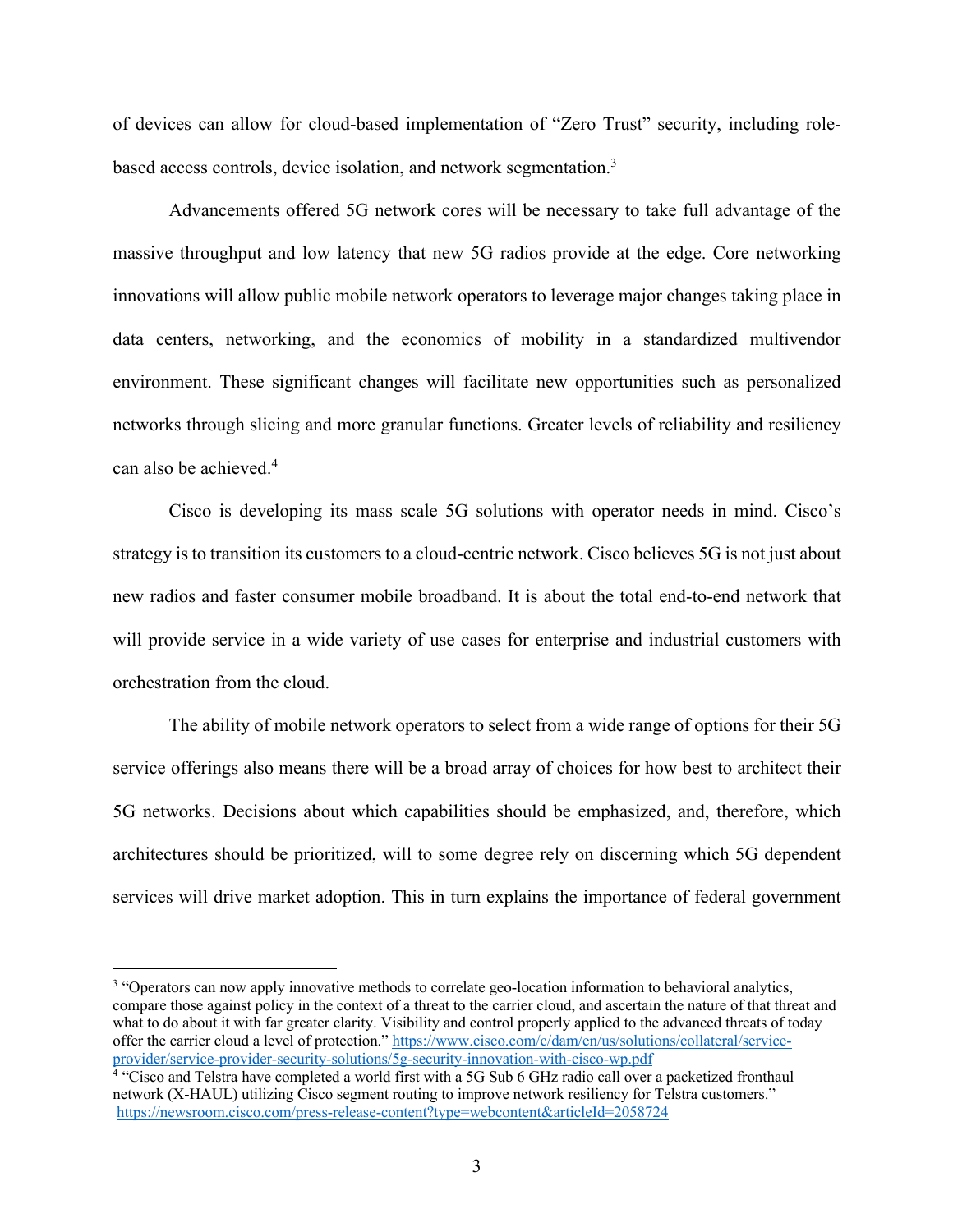of devices can allow for cloud-based implementation of "Zero Trust" security, including role-based access controls, device isolation, and network segmentation.[3]

Advancements offered 5G network cores will be necessary to take full advantage of the massive throughput and low latency that new 5G radios provide at the edge. Core networking innovations will allow public mobile network operators to leverage major changes taking place in data centers, networking, and the economics of mobility in a standardized multivendor environment. These significant changes will facilitate new opportunities such as personalized networks through slicing and more granular functions. Greater levels of reliability and resiliency can also be achieved.[4]

Cisco is developing its mass scale 5G solutions with operator needs in mind. Cisco's strategy is to transition its customers to a cloud-centric network. Cisco believes 5G is not just about new radios and faster consumer mobile broadband. It is about the total end-to-end network that will provide service in a wide variety of use cases for enterprise and industrial customers with orchestration from the cloud.

The ability of mobile network operators to select from a wide range of options for their 5G service offerings also means there will be a broad array of choices for how best to architect their 5G networks. Decisions about which capabilities should be emphasized, and, therefore, which architectures should be prioritized, will to some degree rely on discerning which 5G dependent services will drive market adoption. This in turn explains the importance of federal government

---

[3] "Operators can now apply innovative methods to correlate geo-location information to behavioral analytics, compare those against policy in the context of a threat to the carrier cloud, and ascertain the nature of that threat and what to do about it with far greater clarity. Visibility and control properly applied to the advanced threats of today offer the carrier cloud a level of protection." https://www.cisco.com/c/dam/en/us/solutions/collateral/service-provider/service-provider-security-solutions/5g-security-innovation-with-cisco-wp.pdf

[4] "Cisco and Telstra have completed a world first with a 5G Sub 6 GHz radio call over a packetized fronthaul network (X-HAUL) utilizing Cisco segment routing to improve network resiliency for Telstra customers." https://newsroom.cisco.com/press-release-content?type=webcontent&articleId=2058724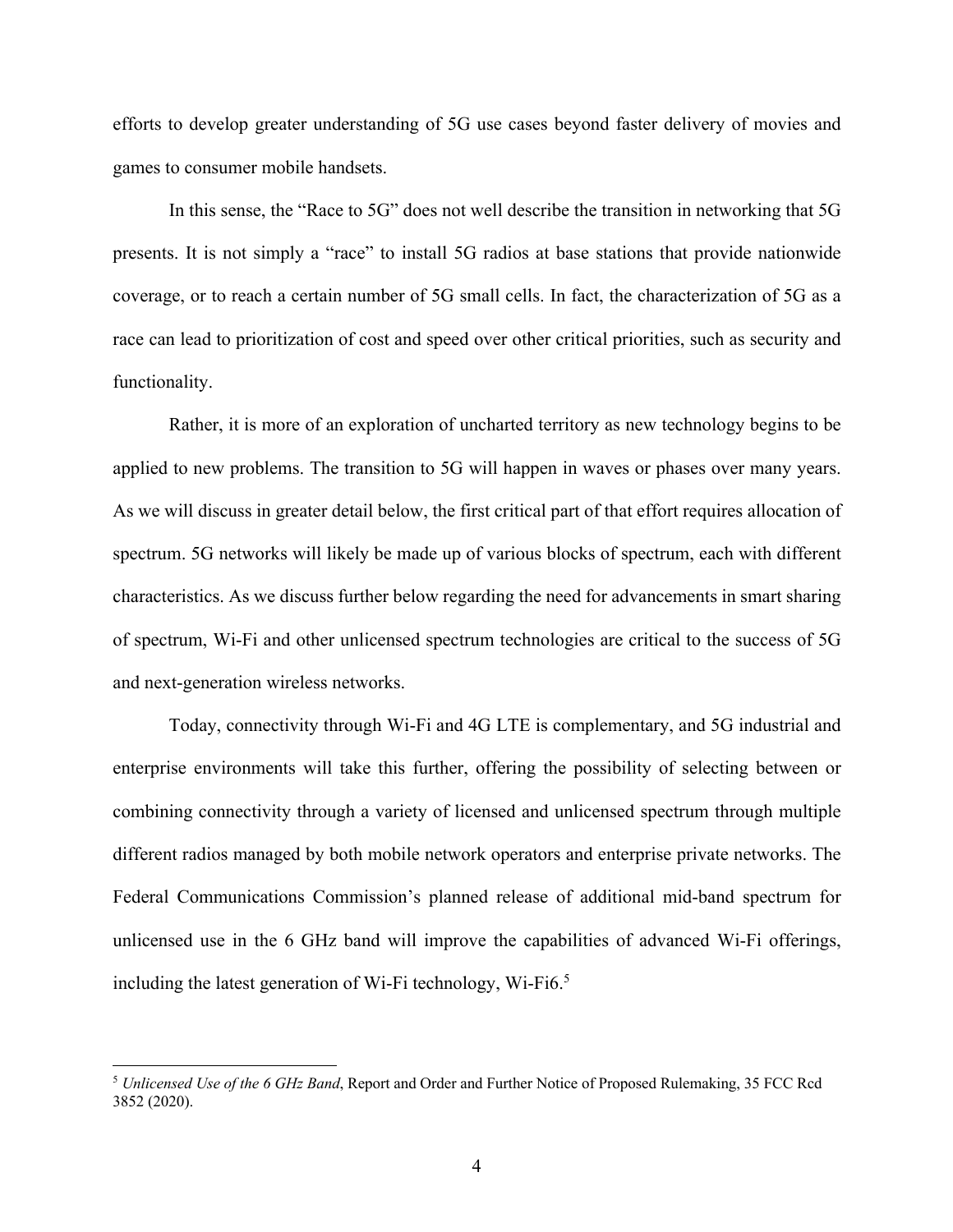efforts to develop greater understanding of 5G use cases beyond faster delivery of movies and games to consumer mobile handsets.

In this sense, the "Race to 5G" does not well describe the transition in networking that 5G presents. It is not simply a "race" to install 5G radios at base stations that provide nationwide coverage, or to reach a certain number of 5G small cells. In fact, the characterization of 5G as a race can lead to prioritization of cost and speed over other critical priorities, such as security and functionality.

Rather, it is more of an exploration of uncharted territory as new technology begins to be applied to new problems. The transition to 5G will happen in waves or phases over many years. As we will discuss in greater detail below, the first critical part of that effort requires allocation of spectrum. 5G networks will likely be made up of various blocks of spectrum, each with different characteristics. As we discuss further below regarding the need for advancements in smart sharing of spectrum, Wi-Fi and other unlicensed spectrum technologies are critical to the success of 5G and next-generation wireless networks.

Today, connectivity through Wi-Fi and 4G LTE is complementary, and 5G industrial and enterprise environments will take this further, offering the possibility of selecting between or combining connectivity through a variety of licensed and unlicensed spectrum through multiple different radios managed by both mobile network operators and enterprise private networks. The Federal Communications Commission's planned release of additional mid-band spectrum for unlicensed use in the 6 GHz band will improve the capabilities of advanced Wi-Fi offerings, including the latest generation of Wi-Fi technology, Wi-Fi6.[5]

---

[5] *Unlicensed Use of the 6 GHz Band*, Report and Order and Further Notice of Proposed Rulemaking, 35 FCC Rcd 3852 (2020).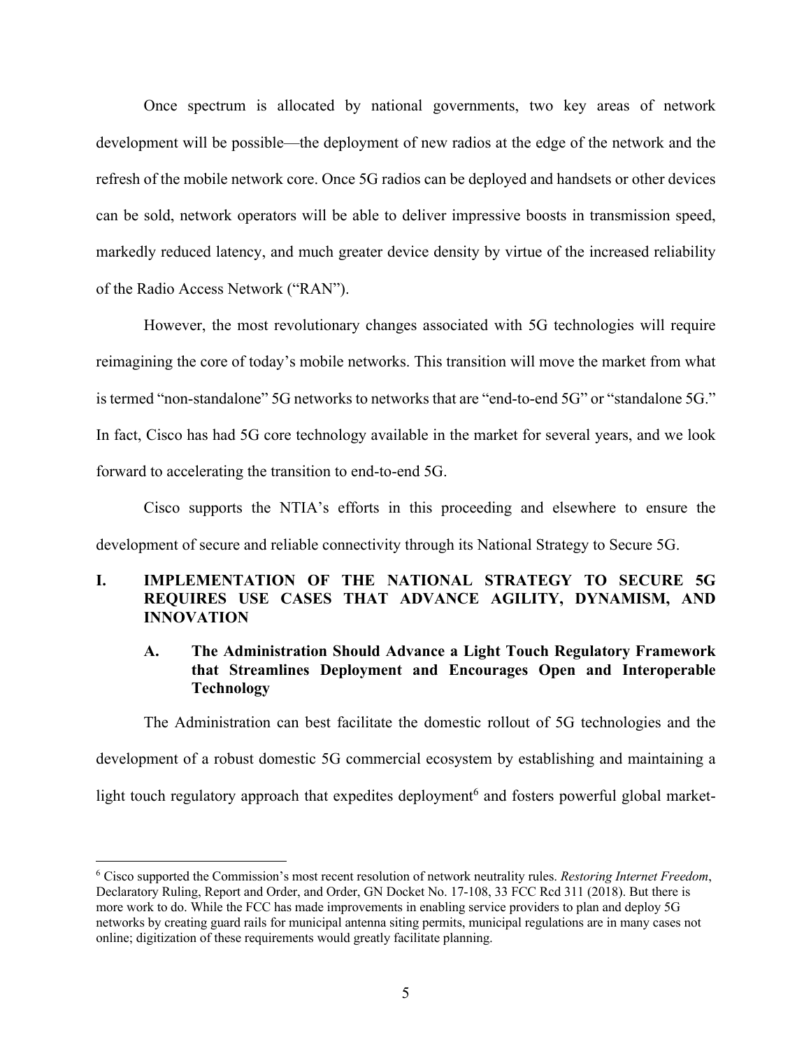Once spectrum is allocated by national governments, two key areas of network development will be possible—the deployment of new radios at the edge of the network and the refresh of the mobile network core. Once 5G radios can be deployed and handsets or other devices can be sold, network operators will be able to deliver impressive boosts in transmission speed, markedly reduced latency, and much greater device density by virtue of the increased reliability of the Radio Access Network ("RAN").

However, the most revolutionary changes associated with 5G technologies will require reimagining the core of today's mobile networks. This transition will move the market from what is termed "non-standalone" 5G networks to networks that are "end-to-end 5G" or "standalone 5G." In fact, Cisco has had 5G core technology available in the market for several years, and we look forward to accelerating the transition to end-to-end 5G.

Cisco supports the NTIA's efforts in this proceeding and elsewhere to ensure the development of secure and reliable connectivity through its National Strategy to Secure 5G.

## I. IMPLEMENTATION OF THE NATIONAL STRATEGY TO SECURE 5G REQUIRES USE CASES THAT ADVANCE AGILITY, DYNAMISM, AND INNOVATION

### A. The Administration Should Advance a Light Touch Regulatory Framework that Streamlines Deployment and Encourages Open and Interoperable Technology

The Administration can best facilitate the domestic rollout of 5G technologies and the development of a robust domestic 5G commercial ecosystem by establishing and maintaining a light touch regulatory approach that expedites deployment[6] and fosters powerful global market-

[6] Cisco supported the Commission's most recent resolution of network neutrality rules. *Restoring Internet Freedom*, Declaratory Ruling, Report and Order, and Order, GN Docket No. 17-108, 33 FCC Rcd 311 (2018). But there is more work to do. While the FCC has made improvements in enabling service providers to plan and deploy 5G networks by creating guard rails for municipal antenna siting permits, municipal regulations are in many cases not online; digitization of these requirements would greatly facilitate planning.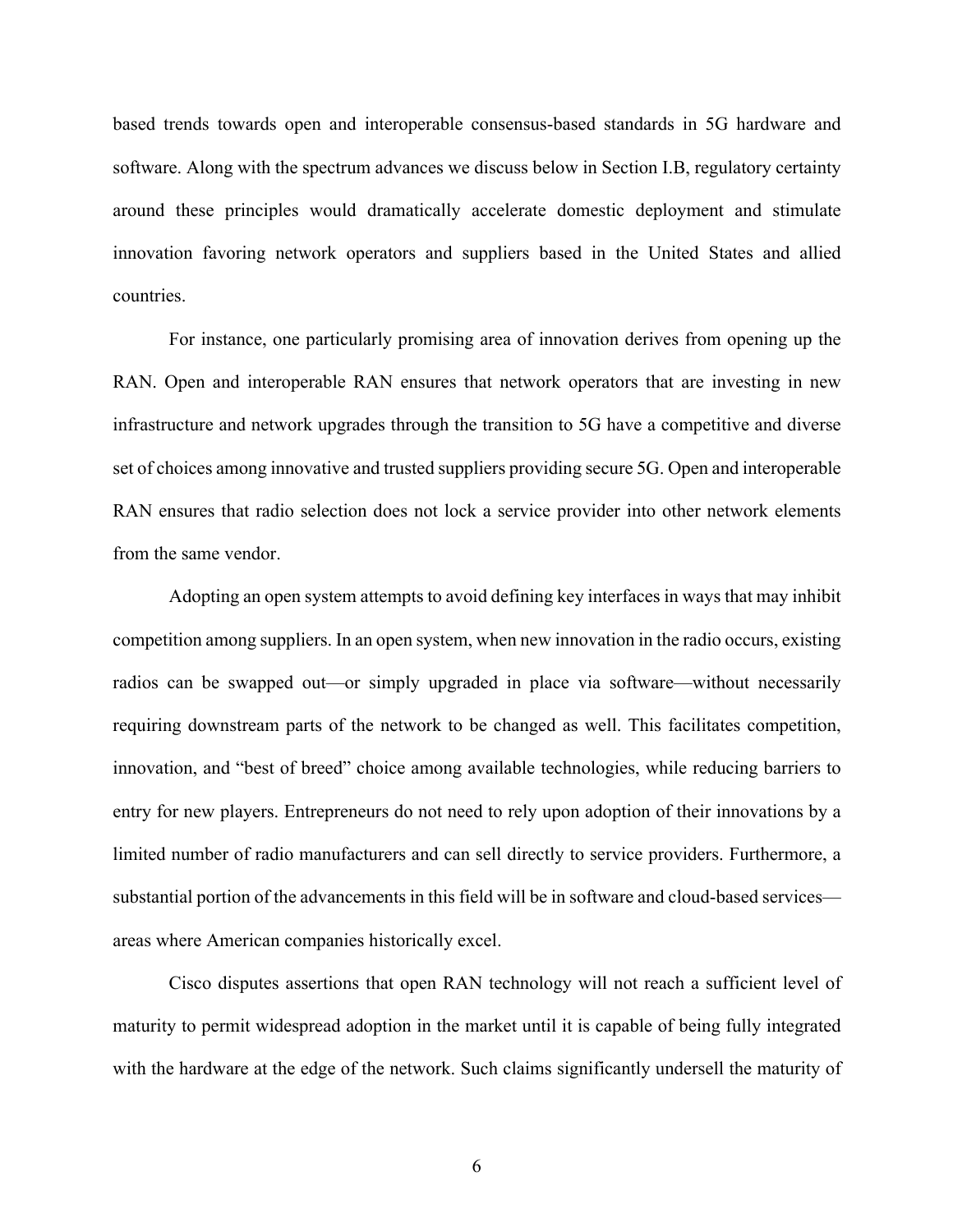based trends towards open and interoperable consensus-based standards in 5G hardware and software. Along with the spectrum advances we discuss below in Section I.B, regulatory certainty around these principles would dramatically accelerate domestic deployment and stimulate innovation favoring network operators and suppliers based in the United States and allied countries.

For instance, one particularly promising area of innovation derives from opening up the RAN. Open and interoperable RAN ensures that network operators that are investing in new infrastructure and network upgrades through the transition to 5G have a competitive and diverse set of choices among innovative and trusted suppliers providing secure 5G. Open and interoperable RAN ensures that radio selection does not lock a service provider into other network elements from the same vendor.

Adopting an open system attempts to avoid defining key interfaces in ways that may inhibit competition among suppliers. In an open system, when new innovation in the radio occurs, existing radios can be swapped out—or simply upgraded in place via software—without necessarily requiring downstream parts of the network to be changed as well. This facilitates competition, innovation, and "best of breed" choice among available technologies, while reducing barriers to entry for new players. Entrepreneurs do not need to rely upon adoption of their innovations by a limited number of radio manufacturers and can sell directly to service providers. Furthermore, a substantial portion of the advancements in this field will be in software and cloud-based services—areas where American companies historically excel.

Cisco disputes assertions that open RAN technology will not reach a sufficient level of maturity to permit widespread adoption in the market until it is capable of being fully integrated with the hardware at the edge of the network. Such claims significantly undersell the maturity of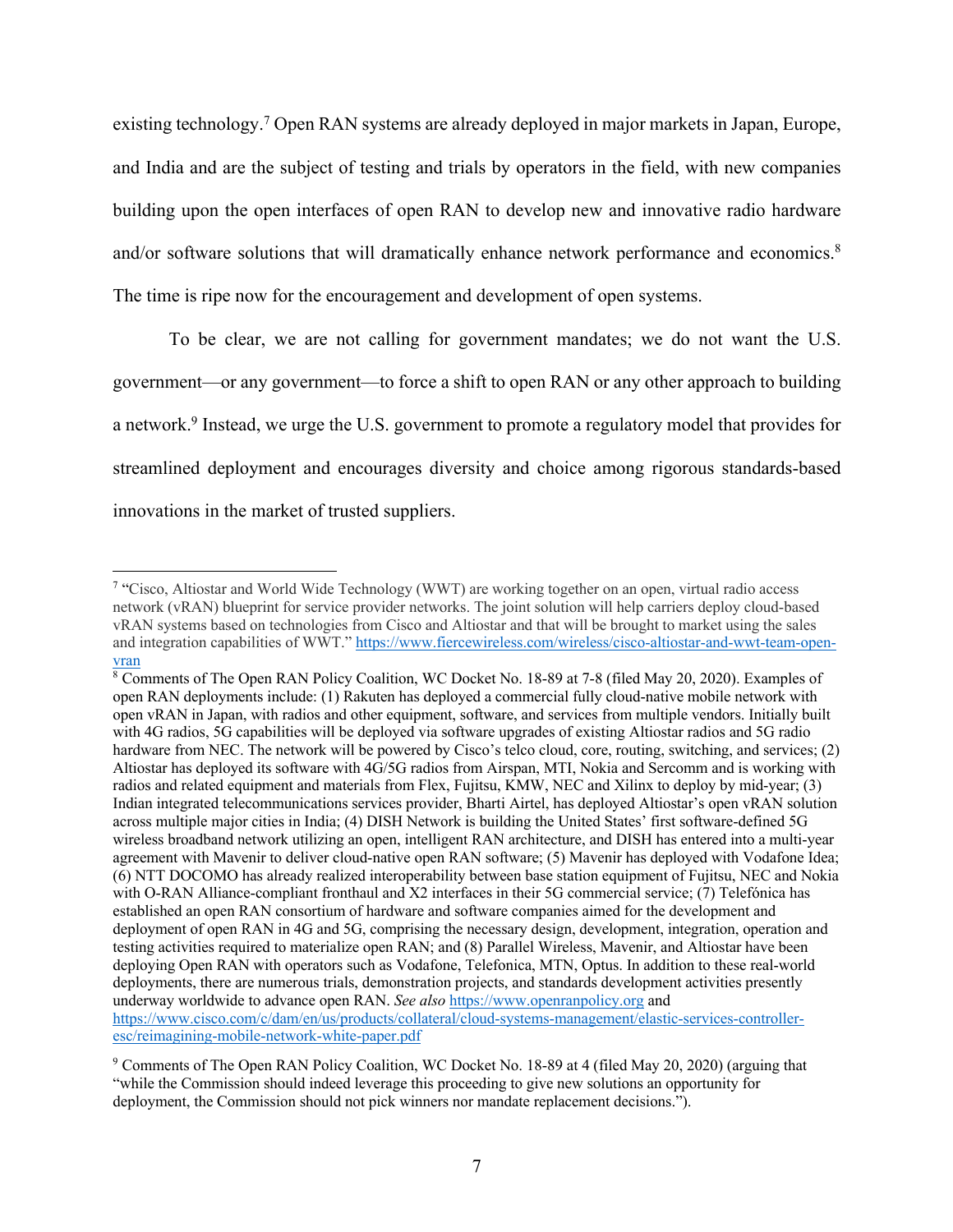existing technology.[7] Open RAN systems are already deployed in major markets in Japan, Europe, and India and are the subject of testing and trials by operators in the field, with new companies building upon the open interfaces of open RAN to develop new and innovative radio hardware and/or software solutions that will dramatically enhance network performance and economics.[8] The time is ripe now for the encouragement and development of open systems.

To be clear, we are not calling for government mandates; we do not want the U.S. government—or any government—to force a shift to open RAN or any other approach to building a network.[9] Instead, we urge the U.S. government to promote a regulatory model that provides for streamlined deployment and encourages diversity and choice among rigorous standards-based innovations in the market of trusted suppliers.

---

[7] "Cisco, Altiostar and World Wide Technology (WWT) are working together on an open, virtual radio access network (vRAN) blueprint for service provider networks. The joint solution will help carriers deploy cloud-based vRAN systems based on technologies from Cisco and Altiostar and that will be brought to market using the sales and integration capabilities of WWT." https://www.fiercewireless.com/wireless/cisco-altiostar-and-wwt-team-open-vran

[8] Comments of The Open RAN Policy Coalition, WC Docket No. 18-89 at 7-8 (filed May 20, 2020). Examples of open RAN deployments include: (1) Rakuten has deployed a commercial fully cloud-native mobile network with open vRAN in Japan, with radios and other equipment, software, and services from multiple vendors. Initially built with 4G radios, 5G capabilities will be deployed via software upgrades of existing Altiostar radios and 5G radio hardware from NEC. The network will be powered by Cisco's telco cloud, core, routing, switching, and services; (2) Altiostar has deployed its software with 4G/5G radios from Airspan, MTI, Nokia and Sercomm and is working with radios and related equipment and materials from Flex, Fujitsu, KMW, NEC and Xilinx to deploy by mid-year; (3) Indian integrated telecommunications services provider, Bharti Airtel, has deployed Altiostar's open vRAN solution across multiple major cities in India; (4) DISH Network is building the United States' first software-defined 5G wireless broadband network utilizing an open, intelligent RAN architecture, and DISH has entered into a multi-year agreement with Mavenir to deliver cloud-native open RAN software; (5) Mavenir has deployed with Vodafone Idea; (6) NTT DOCOMO has already realized interoperability between base station equipment of Fujitsu, NEC and Nokia with O-RAN Alliance-compliant fronthaul and X2 interfaces in their 5G commercial service; (7) Telefónica has established an open RAN consortium of hardware and software companies aimed for the development and deployment of open RAN in 4G and 5G, comprising the necessary design, development, integration, operation and testing activities required to materialize open RAN; and (8) Parallel Wireless, Mavenir, and Altiostar have been deploying Open RAN with operators such as Vodafone, Telefonica, MTN, Optus. In addition to these real-world deployments, there are numerous trials, demonstration projects, and standards development activities presently underway worldwide to advance open RAN. *See also* https://www.openranpolicy.org and https://www.cisco.com/c/dam/en/us/products/collateral/cloud-systems-management/elastic-services-controller-esc/reimagining-mobile-network-white-paper.pdf

[9] Comments of The Open RAN Policy Coalition, WC Docket No. 18-89 at 4 (filed May 20, 2020) (arguing that "while the Commission should indeed leverage this proceeding to give new solutions an opportunity for deployment, the Commission should not pick winners nor mandate replacement decisions.").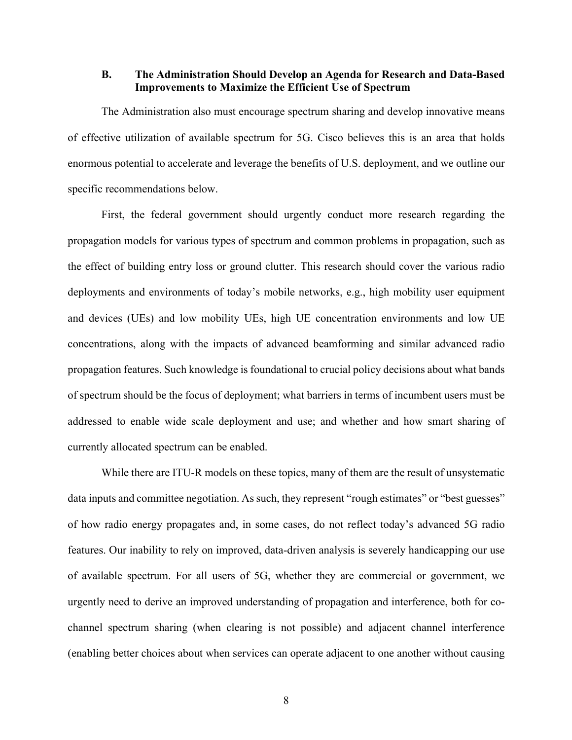### B. The Administration Should Develop an Agenda for Research and Data-Based Improvements to Maximize the Efficient Use of Spectrum

The Administration also must encourage spectrum sharing and develop innovative means of effective utilization of available spectrum for 5G. Cisco believes this is an area that holds enormous potential to accelerate and leverage the benefits of U.S. deployment, and we outline our specific recommendations below.

First, the federal government should urgently conduct more research regarding the propagation models for various types of spectrum and common problems in propagation, such as the effect of building entry loss or ground clutter. This research should cover the various radio deployments and environments of today's mobile networks, e.g., high mobility user equipment and devices (UEs) and low mobility UEs, high UE concentration environments and low UE concentrations, along with the impacts of advanced beamforming and similar advanced radio propagation features. Such knowledge is foundational to crucial policy decisions about what bands of spectrum should be the focus of deployment; what barriers in terms of incumbent users must be addressed to enable wide scale deployment and use; and whether and how smart sharing of currently allocated spectrum can be enabled.

While there are ITU-R models on these topics, many of them are the result of unsystematic data inputs and committee negotiation. As such, they represent "rough estimates" or "best guesses" of how radio energy propagates and, in some cases, do not reflect today's advanced 5G radio features. Our inability to rely on improved, data-driven analysis is severely handicapping our use of available spectrum. For all users of 5G, whether they are commercial or government, we urgently need to derive an improved understanding of propagation and interference, both for co-channel spectrum sharing (when clearing is not possible) and adjacent channel interference (enabling better choices about when services can operate adjacent to one another without causing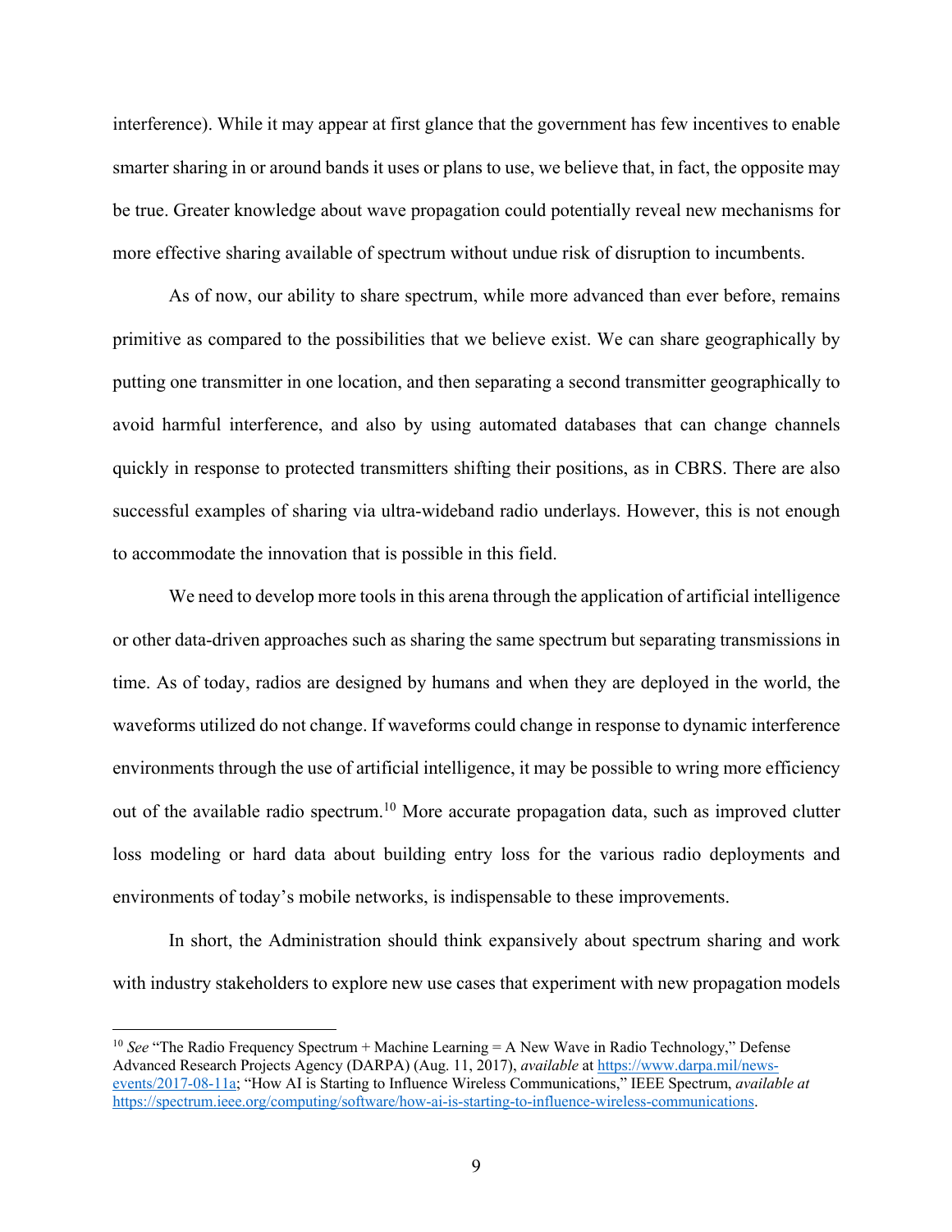interference). While it may appear at first glance that the government has few incentives to enable smarter sharing in or around bands it uses or plans to use, we believe that, in fact, the opposite may be true. Greater knowledge about wave propagation could potentially reveal new mechanisms for more effective sharing available of spectrum without undue risk of disruption to incumbents.

As of now, our ability to share spectrum, while more advanced than ever before, remains primitive as compared to the possibilities that we believe exist. We can share geographically by putting one transmitter in one location, and then separating a second transmitter geographically to avoid harmful interference, and also by using automated databases that can change channels quickly in response to protected transmitters shifting their positions, as in CBRS. There are also successful examples of sharing via ultra-wideband radio underlays. However, this is not enough to accommodate the innovation that is possible in this field.

We need to develop more tools in this arena through the application of artificial intelligence or other data-driven approaches such as sharing the same spectrum but separating transmissions in time. As of today, radios are designed by humans and when they are deployed in the world, the waveforms utilized do not change. If waveforms could change in response to dynamic interference environments through the use of artificial intelligence, it may be possible to wring more efficiency out of the available radio spectrum.[10] More accurate propagation data, such as improved clutter loss modeling or hard data about building entry loss for the various radio deployments and environments of today's mobile networks, is indispensable to these improvements.

In short, the Administration should think expansively about spectrum sharing and work with industry stakeholders to explore new use cases that experiment with new propagation models

---

[10] *See* "The Radio Frequency Spectrum + Machine Learning = A New Wave in Radio Technology," Defense Advanced Research Projects Agency (DARPA) (Aug. 11, 2017), *available* at https://www.darpa.mil/news-events/2017-08-11a; "How AI is Starting to Influence Wireless Communications," IEEE Spectrum, *available at* https://spectrum.ieee.org/computing/software/how-ai-is-starting-to-influence-wireless-communications.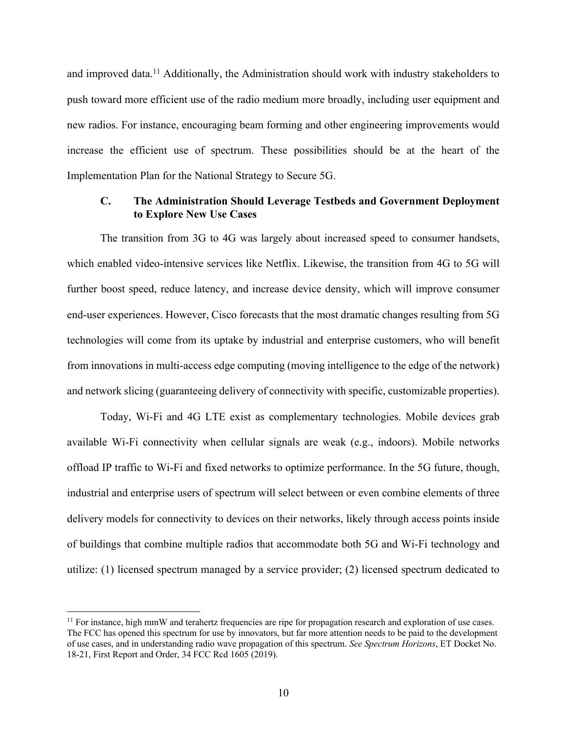and improved data.[11] Additionally, the Administration should work with industry stakeholders to push toward more efficient use of the radio medium more broadly, including user equipment and new radios. For instance, encouraging beam forming and other engineering improvements would increase the efficient use of spectrum. These possibilities should be at the heart of the Implementation Plan for the National Strategy to Secure 5G.

### C. The Administration Should Leverage Testbeds and Government Deployment to Explore New Use Cases

The transition from 3G to 4G was largely about increased speed to consumer handsets, which enabled video-intensive services like Netflix. Likewise, the transition from 4G to 5G will further boost speed, reduce latency, and increase device density, which will improve consumer end-user experiences. However, Cisco forecasts that the most dramatic changes resulting from 5G technologies will come from its uptake by industrial and enterprise customers, who will benefit from innovations in multi-access edge computing (moving intelligence to the edge of the network) and network slicing (guaranteeing delivery of connectivity with specific, customizable properties).

Today, Wi-Fi and 4G LTE exist as complementary technologies. Mobile devices grab available Wi-Fi connectivity when cellular signals are weak (e.g., indoors). Mobile networks offload IP traffic to Wi-Fi and fixed networks to optimize performance. In the 5G future, though, industrial and enterprise users of spectrum will select between or even combine elements of three delivery models for connectivity to devices on their networks, likely through access points inside of buildings that combine multiple radios that accommodate both 5G and Wi-Fi technology and utilize: (1) licensed spectrum managed by a service provider; (2) licensed spectrum dedicated to

---

[11] For instance, high mmW and terahertz frequencies are ripe for propagation research and exploration of use cases. The FCC has opened this spectrum for use by innovators, but far more attention needs to be paid to the development of use cases, and in understanding radio wave propagation of this spectrum. *See Spectrum Horizons*, ET Docket No. 18-21, First Report and Order, 34 FCC Rcd 1605 (2019).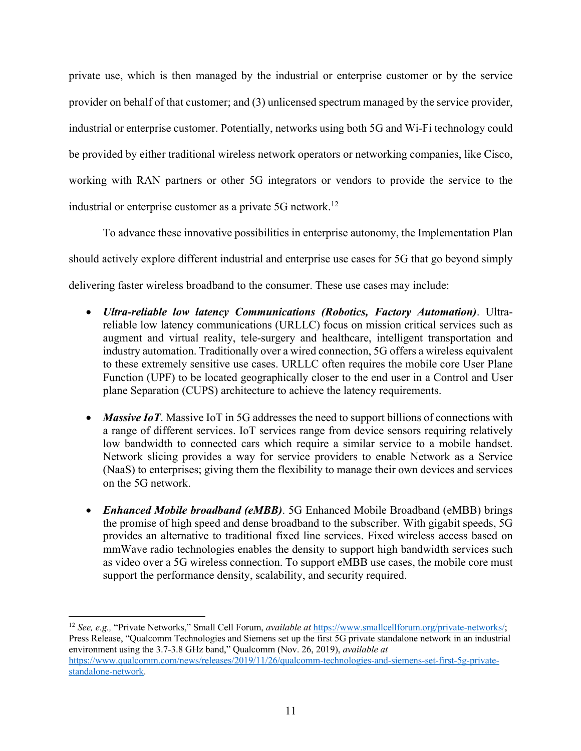private use, which is then managed by the industrial or enterprise customer or by the service provider on behalf of that customer; and (3) unlicensed spectrum managed by the service provider, industrial or enterprise customer. Potentially, networks using both 5G and Wi-Fi technology could be provided by either traditional wireless network operators or networking companies, like Cisco, working with RAN partners or other 5G integrators or vendors to provide the service to the industrial or enterprise customer as a private 5G network.[12]

To advance these innovative possibilities in enterprise autonomy, the Implementation Plan should actively explore different industrial and enterprise use cases for 5G that go beyond simply delivering faster wireless broadband to the consumer. These use cases may include:

- ***Ultra-reliable low latency Communications (Robotics, Factory Automation)***. Ultra-reliable low latency communications (URLLC) focus on mission critical services such as augment and virtual reality, tele-surgery and healthcare, intelligent transportation and industry automation. Traditionally over a wired connection, 5G offers a wireless equivalent to these extremely sensitive use cases. URLLC often requires the mobile core User Plane Function (UPF) to be located geographically closer to the end user in a Control and User plane Separation (CUPS) architecture to achieve the latency requirements.

- ***Massive IoT***. Massive IoT in 5G addresses the need to support billions of connections with a range of different services. IoT services range from device sensors requiring relatively low bandwidth to connected cars which require a similar service to a mobile handset. Network slicing provides a way for service providers to enable Network as a Service (NaaS) to enterprises; giving them the flexibility to manage their own devices and services on the 5G network.

- ***Enhanced Mobile broadband (eMBB)***. 5G Enhanced Mobile Broadband (eMBB) brings the promise of high speed and dense broadband to the subscriber. With gigabit speeds, 5G provides an alternative to traditional fixed line services. Fixed wireless access based on mmWave radio technologies enables the density to support high bandwidth services such as video over a 5G wireless connection. To support eMBB use cases, the mobile core must support the performance density, scalability, and security required.

---

[12] *See, e.g.,* "Private Networks," Small Cell Forum, *available at* https://www.smallcellforum.org/private-networks/; Press Release, "Qualcomm Technologies and Siemens set up the first 5G private standalone network in an industrial environment using the 3.7-3.8 GHz band," Qualcomm (Nov. 26, 2019), *available at* https://www.qualcomm.com/news/releases/2019/11/26/qualcomm-technologies-and-siemens-set-first-5g-private-standalone-network.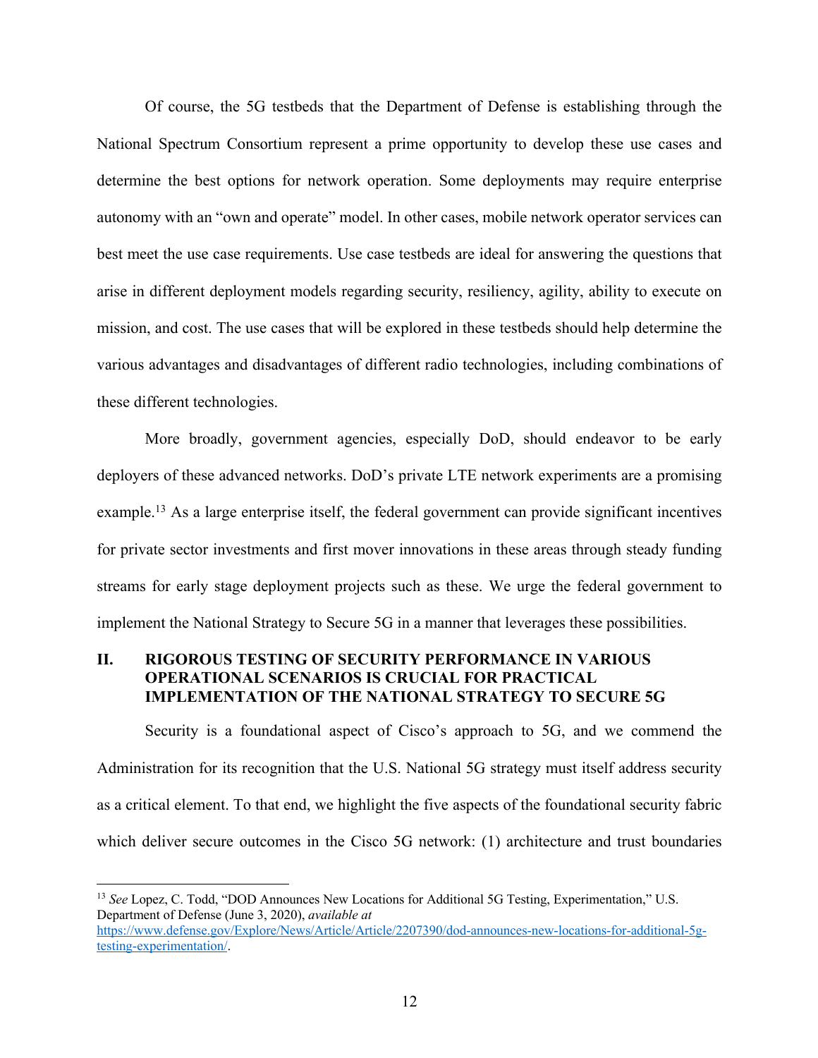Of course, the 5G testbeds that the Department of Defense is establishing through the National Spectrum Consortium represent a prime opportunity to develop these use cases and determine the best options for network operation. Some deployments may require enterprise autonomy with an "own and operate" model. In other cases, mobile network operator services can best meet the use case requirements. Use case testbeds are ideal for answering the questions that arise in different deployment models regarding security, resiliency, agility, ability to execute on mission, and cost. The use cases that will be explored in these testbeds should help determine the various advantages and disadvantages of different radio technologies, including combinations of these different technologies.

More broadly, government agencies, especially DoD, should endeavor to be early deployers of these advanced networks. DoD's private LTE network experiments are a promising example.[13] As a large enterprise itself, the federal government can provide significant incentives for private sector investments and first mover innovations in these areas through steady funding streams for early stage deployment projects such as these. We urge the federal government to implement the National Strategy to Secure 5G in a manner that leverages these possibilities.

## II. RIGOROUS TESTING OF SECURITY PERFORMANCE IN VARIOUS OPERATIONAL SCENARIOS IS CRUCIAL FOR PRACTICAL IMPLEMENTATION OF THE NATIONAL STRATEGY TO SECURE 5G

Security is a foundational aspect of Cisco's approach to 5G, and we commend the Administration for its recognition that the U.S. National 5G strategy must itself address security as a critical element. To that end, we highlight the five aspects of the foundational security fabric which deliver secure outcomes in the Cisco 5G network: (1) architecture and trust boundaries

---

[13] *See* Lopez, C. Todd, "DOD Announces New Locations for Additional 5G Testing, Experimentation," U.S. Department of Defense (June 3, 2020), *available at* https://www.defense.gov/Explore/News/Article/Article/2207390/dod-announces-new-locations-for-additional-5g-testing-experimentation/.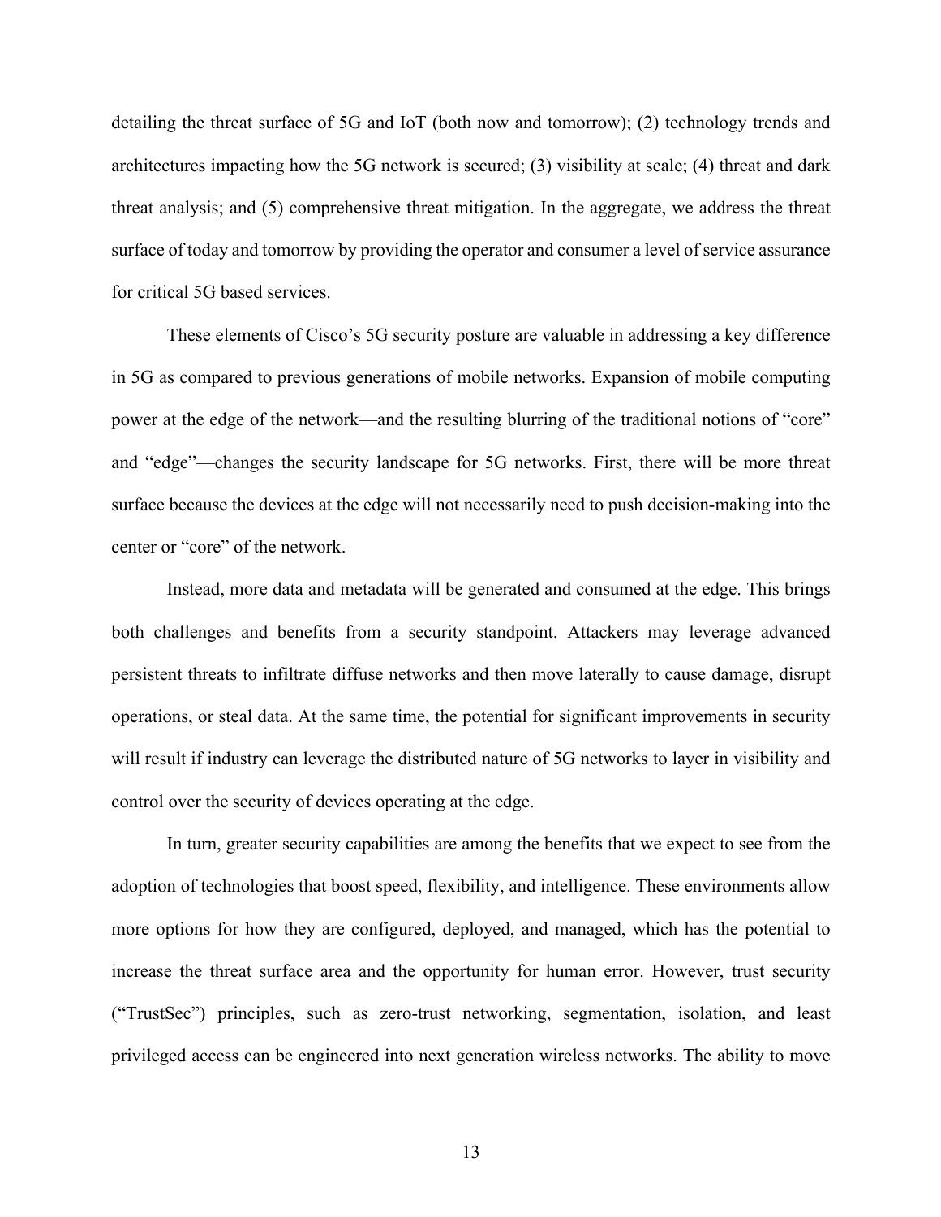detailing the threat surface of 5G and IoT (both now and tomorrow); (2) technology trends and architectures impacting how the 5G network is secured; (3) visibility at scale; (4) threat and dark threat analysis; and (5) comprehensive threat mitigation. In the aggregate, we address the threat surface of today and tomorrow by providing the operator and consumer a level of service assurance for critical 5G based services.

These elements of Cisco's 5G security posture are valuable in addressing a key difference in 5G as compared to previous generations of mobile networks. Expansion of mobile computing power at the edge of the network—and the resulting blurring of the traditional notions of "core" and "edge"—changes the security landscape for 5G networks. First, there will be more threat surface because the devices at the edge will not necessarily need to push decision-making into the center or "core" of the network.

Instead, more data and metadata will be generated and consumed at the edge. This brings both challenges and benefits from a security standpoint. Attackers may leverage advanced persistent threats to infiltrate diffuse networks and then move laterally to cause damage, disrupt operations, or steal data. At the same time, the potential for significant improvements in security will result if industry can leverage the distributed nature of 5G networks to layer in visibility and control over the security of devices operating at the edge.

In turn, greater security capabilities are among the benefits that we expect to see from the adoption of technologies that boost speed, flexibility, and intelligence. These environments allow more options for how they are configured, deployed, and managed, which has the potential to increase the threat surface area and the opportunity for human error. However, trust security ("TrustSec") principles, such as zero-trust networking, segmentation, isolation, and least privileged access can be engineered into next generation wireless networks. The ability to move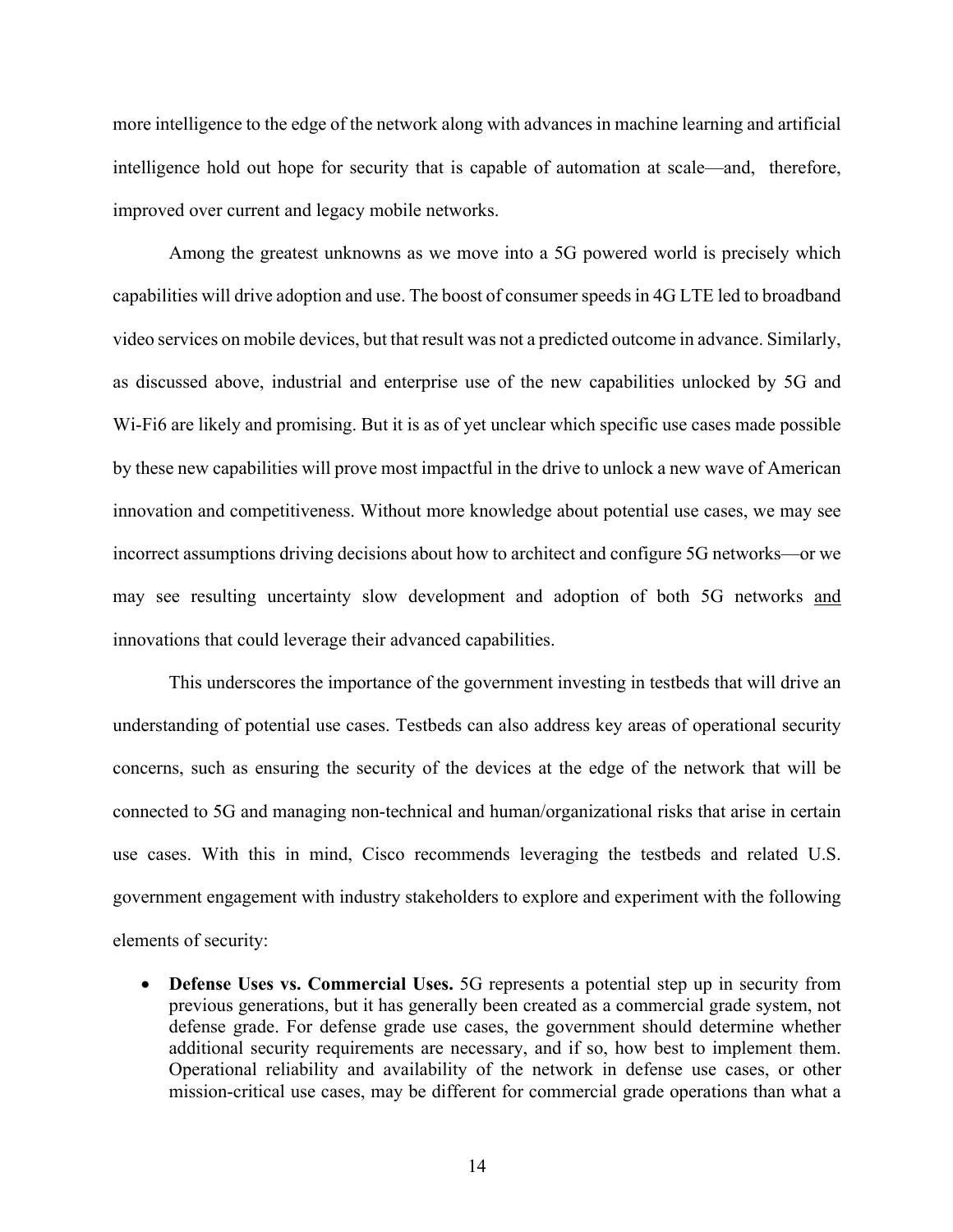more intelligence to the edge of the network along with advances in machine learning and artificial intelligence hold out hope for security that is capable of automation at scale—and, therefore, improved over current and legacy mobile networks.

Among the greatest unknowns as we move into a 5G powered world is precisely which capabilities will drive adoption and use. The boost of consumer speeds in 4G LTE led to broadband video services on mobile devices, but that result was not a predicted outcome in advance. Similarly, as discussed above, industrial and enterprise use of the new capabilities unlocked by 5G and Wi-Fi6 are likely and promising. But it is as of yet unclear which specific use cases made possible by these new capabilities will prove most impactful in the drive to unlock a new wave of American innovation and competitiveness. Without more knowledge about potential use cases, we may see incorrect assumptions driving decisions about how to architect and configure 5G networks—or we may see resulting uncertainty slow development and adoption of both 5G networks <u>and</u> innovations that could leverage their advanced capabilities.

This underscores the importance of the government investing in testbeds that will drive an understanding of potential use cases. Testbeds can also address key areas of operational security concerns, such as ensuring the security of the devices at the edge of the network that will be connected to 5G and managing non-technical and human/organizational risks that arise in certain use cases. With this in mind, Cisco recommends leveraging the testbeds and related U.S. government engagement with industry stakeholders to explore and experiment with the following elements of security:

- **Defense Uses vs. Commercial Uses.** 5G represents a potential step up in security from previous generations, but it has generally been created as a commercial grade system, not defense grade. For defense grade use cases, the government should determine whether additional security requirements are necessary, and if so, how best to implement them. Operational reliability and availability of the network in defense use cases, or other mission-critical use cases, may be different for commercial grade operations than what a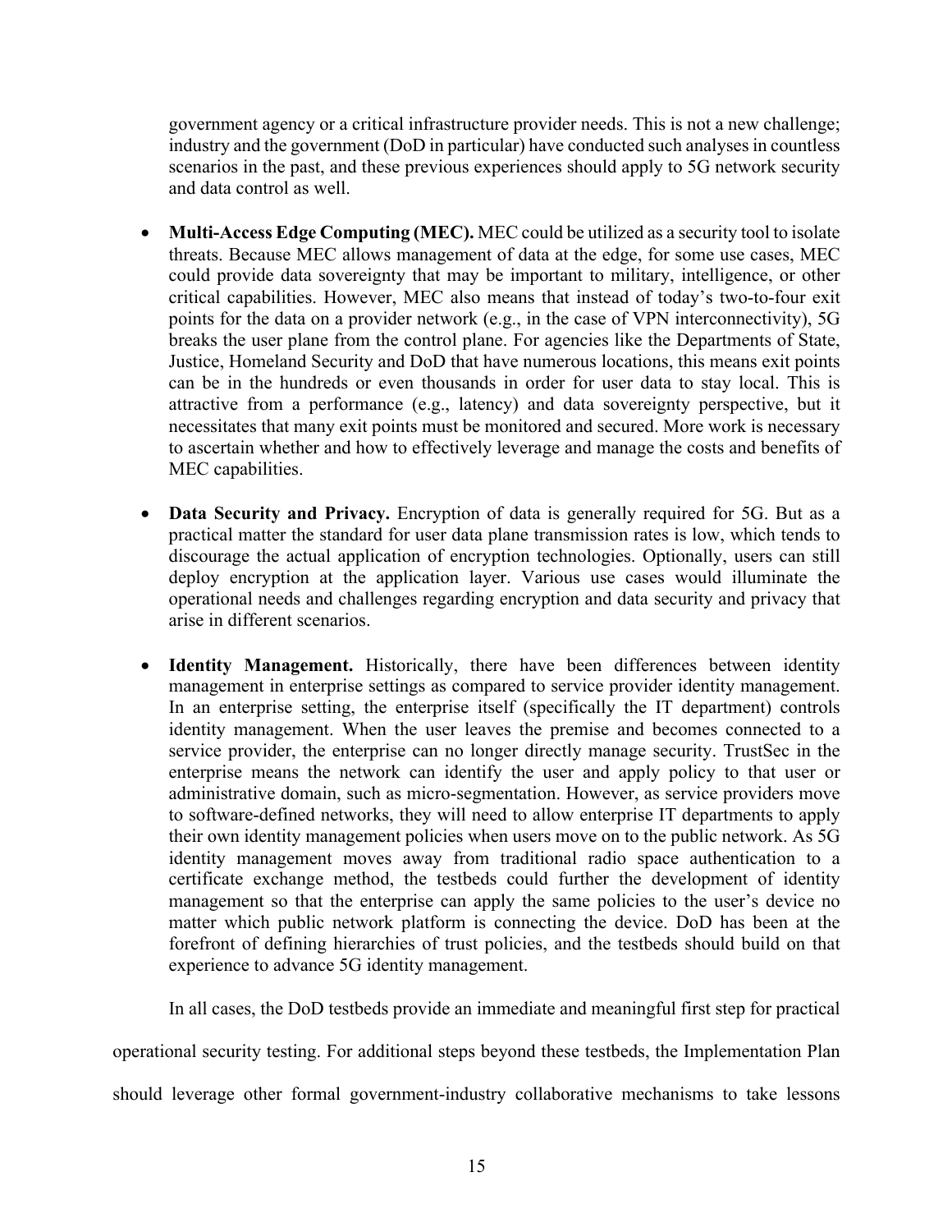government agency or a critical infrastructure provider needs. This is not a new challenge; industry and the government (DoD in particular) have conducted such analyses in countless scenarios in the past, and these previous experiences should apply to 5G network security and data control as well.

- **Multi-Access Edge Computing (MEC).** MEC could be utilized as a security tool to isolate threats. Because MEC allows management of data at the edge, for some use cases, MEC could provide data sovereignty that may be important to military, intelligence, or other critical capabilities. However, MEC also means that instead of today's two-to-four exit points for the data on a provider network (e.g., in the case of VPN interconnectivity), 5G breaks the user plane from the control plane. For agencies like the Departments of State, Justice, Homeland Security and DoD that have numerous locations, this means exit points can be in the hundreds or even thousands in order for user data to stay local. This is attractive from a performance (e.g., latency) and data sovereignty perspective, but it necessitates that many exit points must be monitored and secured. More work is necessary to ascertain whether and how to effectively leverage and manage the costs and benefits of MEC capabilities.

- **Data Security and Privacy.** Encryption of data is generally required for 5G. But as a practical matter the standard for user data plane transmission rates is low, which tends to discourage the actual application of encryption technologies. Optionally, users can still deploy encryption at the application layer. Various use cases would illuminate the operational needs and challenges regarding encryption and data security and privacy that arise in different scenarios.

- **Identity Management.** Historically, there have been differences between identity management in enterprise settings as compared to service provider identity management. In an enterprise setting, the enterprise itself (specifically the IT department) controls identity management. When the user leaves the premise and becomes connected to a service provider, the enterprise can no longer directly manage security. TrustSec in the enterprise means the network can identify the user and apply policy to that user or administrative domain, such as micro-segmentation. However, as service providers move to software-defined networks, they will need to allow enterprise IT departments to apply their own identity management policies when users move on to the public network. As 5G identity management moves away from traditional radio space authentication to a certificate exchange method, the testbeds could further the development of identity management so that the enterprise can apply the same policies to the user's device no matter which public network platform is connecting the device. DoD has been at the forefront of defining hierarchies of trust policies, and the testbeds should build on that experience to advance 5G identity management.

In all cases, the DoD testbeds provide an immediate and meaningful first step for practical operational security testing. For additional steps beyond these testbeds, the Implementation Plan should leverage other formal government-industry collaborative mechanisms to take lessons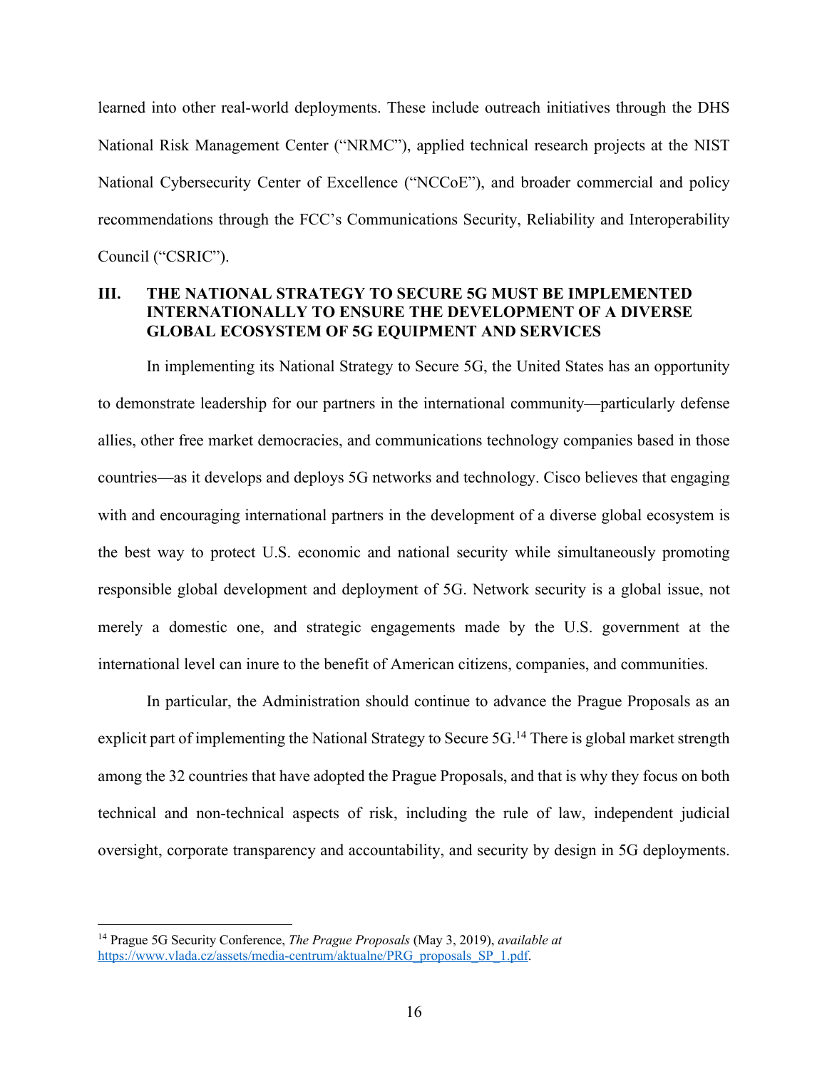learned into other real-world deployments. These include outreach initiatives through the DHS National Risk Management Center ("NRMC"), applied technical research projects at the NIST National Cybersecurity Center of Excellence ("NCCoE"), and broader commercial and policy recommendations through the FCC's Communications Security, Reliability and Interoperability Council ("CSRIC").

## III. THE NATIONAL STRATEGY TO SECURE 5G MUST BE IMPLEMENTED INTERNATIONALLY TO ENSURE THE DEVELOPMENT OF A DIVERSE GLOBAL ECOSYSTEM OF 5G EQUIPMENT AND SERVICES

In implementing its National Strategy to Secure 5G, the United States has an opportunity to demonstrate leadership for our partners in the international community—particularly defense allies, other free market democracies, and communications technology companies based in those countries—as it develops and deploys 5G networks and technology. Cisco believes that engaging with and encouraging international partners in the development of a diverse global ecosystem is the best way to protect U.S. economic and national security while simultaneously promoting responsible global development and deployment of 5G. Network security is a global issue, not merely a domestic one, and strategic engagements made by the U.S. government at the international level can inure to the benefit of American citizens, companies, and communities.

In particular, the Administration should continue to advance the Prague Proposals as an explicit part of implementing the National Strategy to Secure 5G.[14] There is global market strength among the 32 countries that have adopted the Prague Proposals, and that is why they focus on both technical and non-technical aspects of risk, including the rule of law, independent judicial oversight, corporate transparency and accountability, and security by design in 5G deployments.

---

[14] Prague 5G Security Conference, *The Prague Proposals* (May 3, 2019), *available at* https://www.vlada.cz/assets/media-centrum/aktualne/PRG_proposals_SP_1.pdf.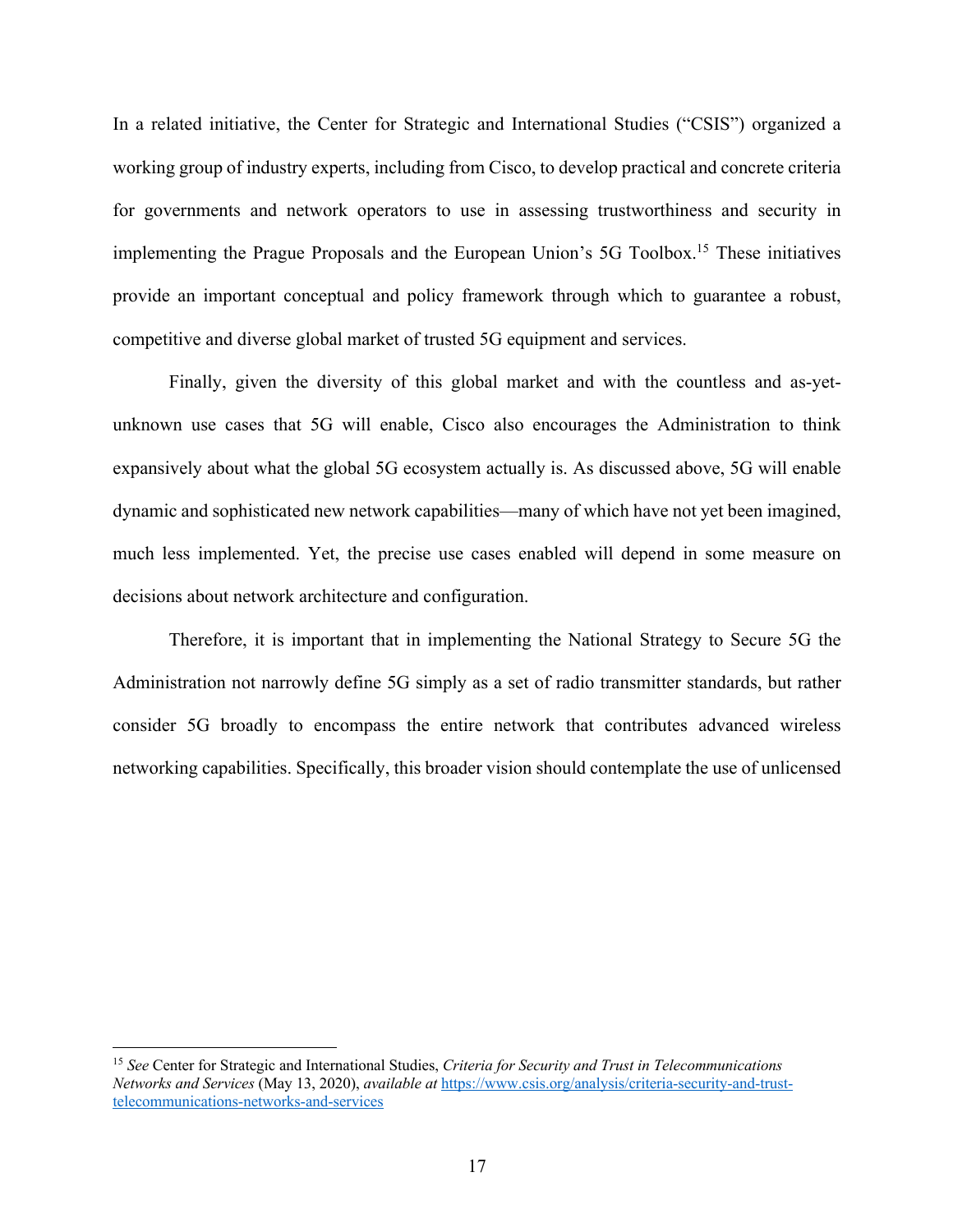In a related initiative, the Center for Strategic and International Studies ("CSIS") organized a working group of industry experts, including from Cisco, to develop practical and concrete criteria for governments and network operators to use in assessing trustworthiness and security in implementing the Prague Proposals and the European Union's 5G Toolbox.[15] These initiatives provide an important conceptual and policy framework through which to guarantee a robust, competitive and diverse global market of trusted 5G equipment and services.

Finally, given the diversity of this global market and with the countless and as-yet-unknown use cases that 5G will enable, Cisco also encourages the Administration to think expansively about what the global 5G ecosystem actually is. As discussed above, 5G will enable dynamic and sophisticated new network capabilities—many of which have not yet been imagined, much less implemented. Yet, the precise use cases enabled will depend in some measure on decisions about network architecture and configuration.

Therefore, it is important that in implementing the National Strategy to Secure 5G the Administration not narrowly define 5G simply as a set of radio transmitter standards, but rather consider 5G broadly to encompass the entire network that contributes advanced wireless networking capabilities. Specifically, this broader vision should contemplate the use of unlicensed

---

[15] *See* Center for Strategic and International Studies, *Criteria for Security and Trust in Telecommunications Networks and Services* (May 13, 2020), *available at* https://www.csis.org/analysis/criteria-security-and-trust-telecommunications-networks-and-services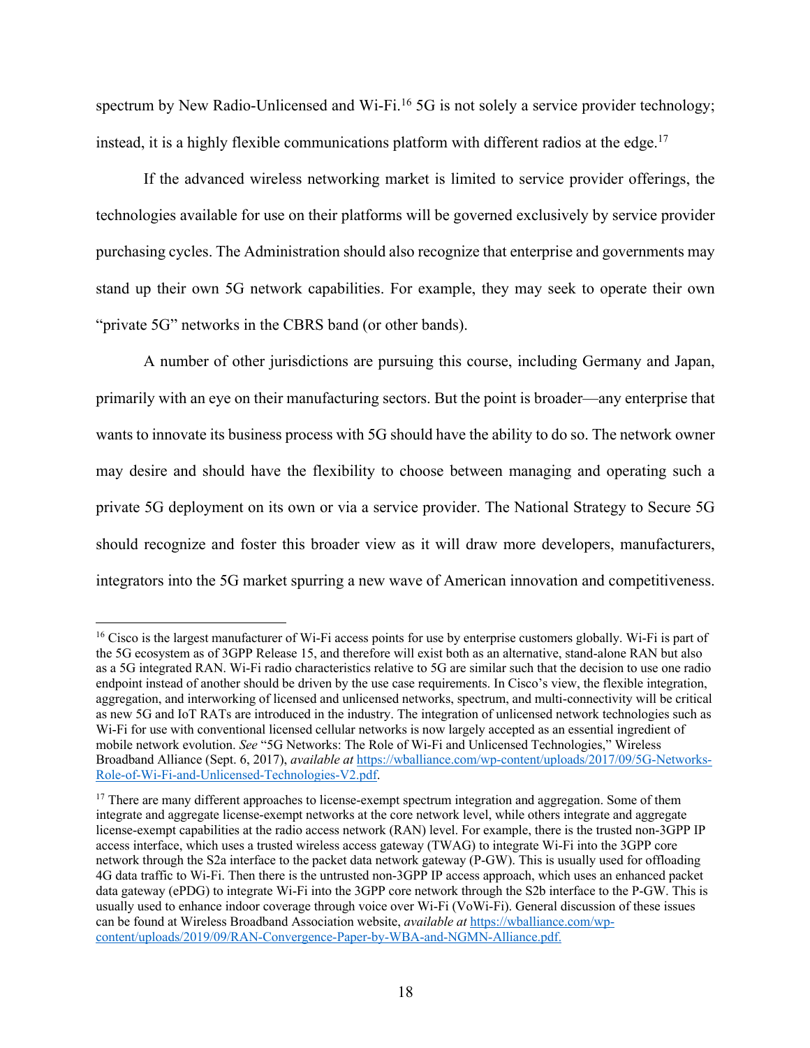spectrum by New Radio-Unlicensed and Wi-Fi.[16] 5G is not solely a service provider technology; instead, it is a highly flexible communications platform with different radios at the edge.[17]

If the advanced wireless networking market is limited to service provider offerings, the technologies available for use on their platforms will be governed exclusively by service provider purchasing cycles. The Administration should also recognize that enterprise and governments may stand up their own 5G network capabilities. For example, they may seek to operate their own "private 5G" networks in the CBRS band (or other bands).

A number of other jurisdictions are pursuing this course, including Germany and Japan, primarily with an eye on their manufacturing sectors. But the point is broader—any enterprise that wants to innovate its business process with 5G should have the ability to do so. The network owner may desire and should have the flexibility to choose between managing and operating such a private 5G deployment on its own or via a service provider. The National Strategy to Secure 5G should recognize and foster this broader view as it will draw more developers, manufacturers, integrators into the 5G market spurring a new wave of American innovation and competitiveness.

---

[16] Cisco is the largest manufacturer of Wi-Fi access points for use by enterprise customers globally. Wi-Fi is part of the 5G ecosystem as of 3GPP Release 15, and therefore will exist both as an alternative, stand-alone RAN but also as a 5G integrated RAN. Wi-Fi radio characteristics relative to 5G are similar such that the decision to use one radio endpoint instead of another should be driven by the use case requirements. In Cisco's view, the flexible integration, aggregation, and interworking of licensed and unlicensed networks, spectrum, and multi-connectivity will be critical as new 5G and IoT RATs are introduced in the industry. The integration of unlicensed network technologies such as Wi-Fi for use with conventional licensed cellular networks is now largely accepted as an essential ingredient of mobile network evolution. *See* "5G Networks: The Role of Wi-Fi and Unlicensed Technologies," Wireless Broadband Alliance (Sept. 6, 2017), *available at* https://wballiance.com/wp-content/uploads/2017/09/5G-Networks-Role-of-Wi-Fi-and-Unlicensed-Technologies-V2.pdf.

[17] There are many different approaches to license-exempt spectrum integration and aggregation. Some of them integrate and aggregate license-exempt networks at the core network level, while others integrate and aggregate license-exempt capabilities at the radio access network (RAN) level. For example, there is the trusted non-3GPP IP access interface, which uses a trusted wireless access gateway (TWAG) to integrate Wi-Fi into the 3GPP core network through the S2a interface to the packet data network gateway (P-GW). This is usually used for offloading 4G data traffic to Wi-Fi. Then there is the untrusted non-3GPP IP access approach, which uses an enhanced packet data gateway (ePDG) to integrate Wi-Fi into the 3GPP core network through the S2b interface to the P-GW. This is usually used to enhance indoor coverage through voice over Wi-Fi (VoWi-Fi). General discussion of these issues can be found at Wireless Broadband Association website, *available at* https://wballiance.com/wp-content/uploads/2019/09/RAN-Convergence-Paper-by-WBA-and-NGMN-Alliance.pdf.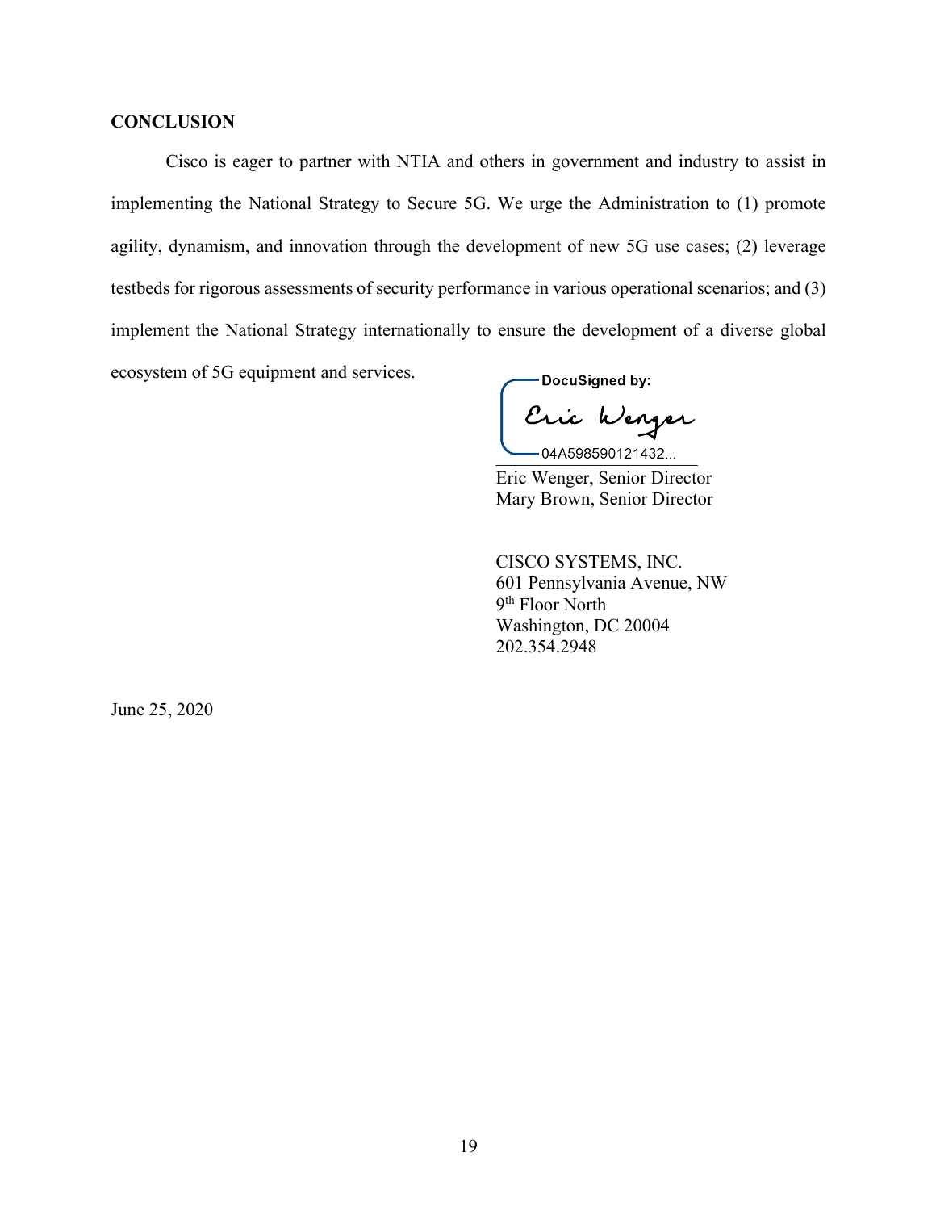## CONCLUSION

Cisco is eager to partner with NTIA and others in government and industry to assist in implementing the National Strategy to Secure 5G. We urge the Administration to (1) promote agility, dynamism, and innovation through the development of new 5G use cases; (2) leverage testbeds for rigorous assessments of security performance in various operational scenarios; and (3) implement the National Strategy internationally to ensure the development of a diverse global ecosystem of 5G equipment and services.

DocuSigned by:
Eric Wenger
04A598590121432...

Eric Wenger, Senior Director
Mary Brown, Senior Director

CISCO SYSTEMS, INC.
601 Pennsylvania Avenue, NW
9th Floor North
Washington, DC 20004
202.354.2948

June 25, 2020